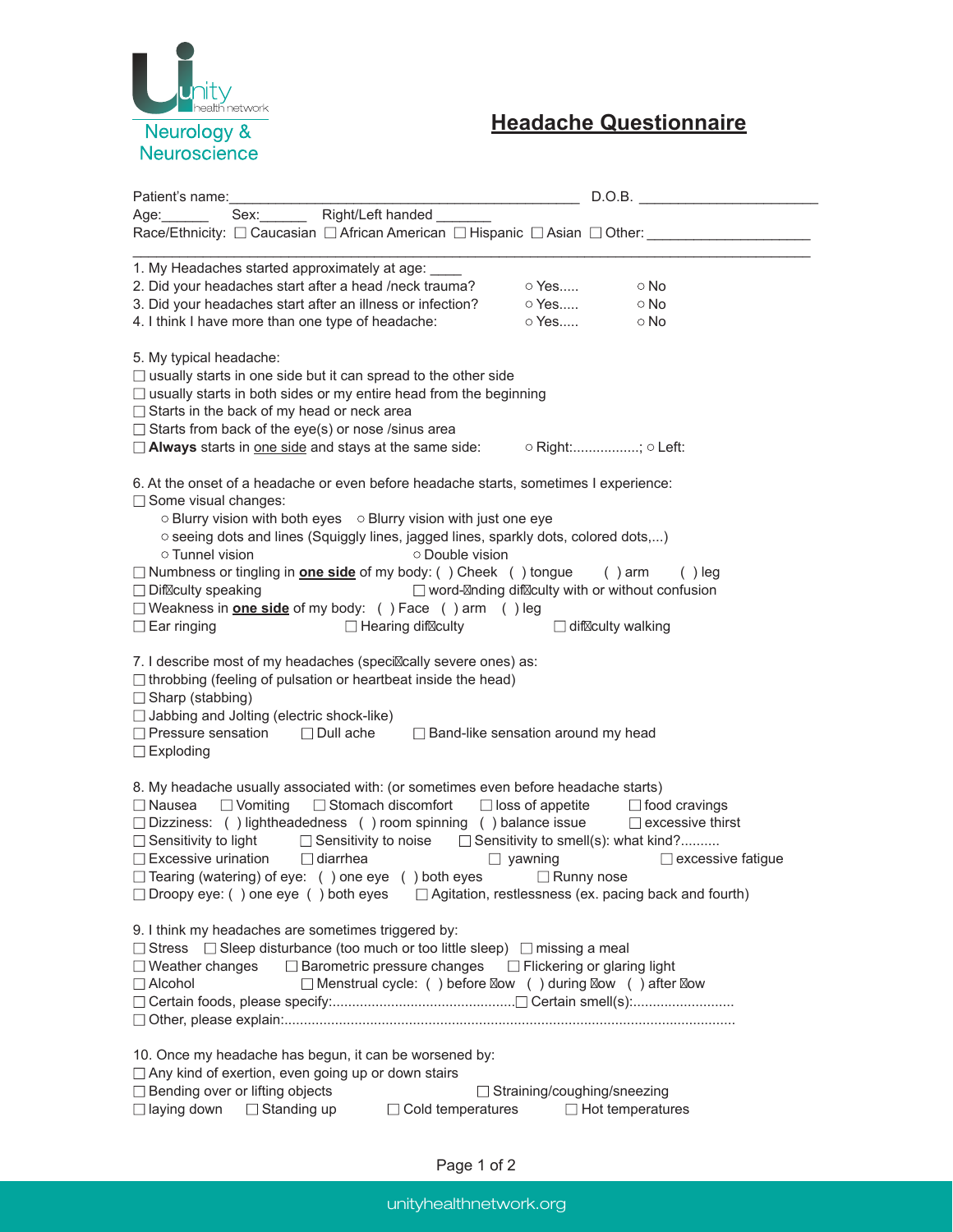Unity health network

Neurology & Neuroscience

# Headache Questionnaire

Patient's name:\_\_\_\_\_\_\_\_\_\_\_\_\_\_\_\_\_\_\_\_\_\_\_\_\_\_\_\_\_\_\_\_\_\_\_\_\_\_\_\_\_\_\_\_ D.O.B. \_\_\_\_\_\_\_\_\_\_\_\_\_\_\_\_\_\_\_\_\_\_\_

Age:\_\_\_\_\_\_ Sex:\_\_\_\_\_\_ Right/Left handed \_\_\_\_\_\_\_\_

Race/Ethnicity: ☐ Caucasian ☐ African American ☐ Hispanic ☐ Asian ☐ Other: \_\_\_\_\_\_\_\_\_\_\_\_\_\_\_\_\_\_\_\_\_

1. My Headaches started approximately at age: \_\_\_\_
2. Did your headaches start after a head /neck trauma? ○ Yes..... ○ No
3. Did your headaches start after an illness or infection? ○ Yes..... ○ No
4. I think I have more than one type of headache: ○ Yes..... ○ No

5. My typical headache:
- ☐ usually starts in one side but it can spread to the other side
- ☐ usually starts in both sides or my entire head from the beginning
- ☐ Starts in the back of my head or neck area
- ☐ Starts from back of the eye(s) or nose /sinus area
- ☐ **Always** starts in <u>one side</u> and stays at the same side: ○ Right:.................; ○ Left:

6. At the onset of a headache or even before headache starts, sometimes I experience:
- ☐ Some visual changes:
  - ○ Blurry vision with both eyes ○ Blurry vision with just one eye
  - ○ seeing dots and lines (Squiggly lines, jagged lines, sparkly dots, colored dots,...)
  - ○ Tunnel vision ○ Double vision
- ☐ Numbness or tingling in **<u>one side</u>** of my body: ( ) Cheek ( ) tongue ( ) arm ( ) leg
- ☐ Difficulty speaking ☐ word-finding difficulty with or without confusion
- ☐ Weakness in **<u>one side</u>** of my body: ( ) Face ( ) arm ( ) leg
- ☐ Ear ringing ☐ Hearing difficulty ☐ difficulty walking

7. I describe most of my headaches (specifically severe ones) as:
- ☐ throbbing (feeling of pulsation or heartbeat inside the head)
- ☐ Sharp (stabbing)
- ☐ Jabbing and Jolting (electric shock-like)
- ☐ Pressure sensation ☐ Dull ache ☐ Band-like sensation around my head
- ☐ Exploding

8. My headache usually associated with: (or sometimes even before headache starts)
- ☐ Nausea ☐ Vomiting ☐ Stomach discomfort ☐ loss of appetite ☐ food cravings
- ☐ Dizziness: ( ) lightheadedness ( ) room spinning ( ) balance issue ☐ excessive thirst
- ☐ Sensitivity to light ☐ Sensitivity to noise ☐ Sensitivity to smell(s): what kind?..........
- ☐ Excessive urination ☐ diarrhea ☐ yawning ☐ excessive fatigue
- ☐ Tearing (watering) of eye: ( ) one eye ( ) both eyes ☐ Runny nose
- ☐ Droopy eye: ( ) one eye ( ) both eyes ☐ Agitation, restlessness (ex. pacing back and fourth)

9. I think my headaches are sometimes triggered by:
- ☐ Stress ☐ Sleep disturbance (too much or too little sleep) ☐ missing a meal
- ☐ Weather changes ☐ Barometric pressure changes ☐ Flickering or glaring light
- ☐ Alcohol ☐ Menstrual cycle: ( ) before flow ( ) during flow ( ) after flow
- ☐ Certain foods, please specify:............................................... ☐ Certain smell(s):..........................
- ☐ Other, please explain:....................................................................................................................

10. Once my headache has begun, it can be worsened by:
- ☐ Any kind of exertion, even going up or down stairs
- ☐ Bending over or lifting objects ☐ Straining/coughing/sneezing
- ☐ laying down ☐ Standing up ☐ Cold temperatures ☐ Hot temperatures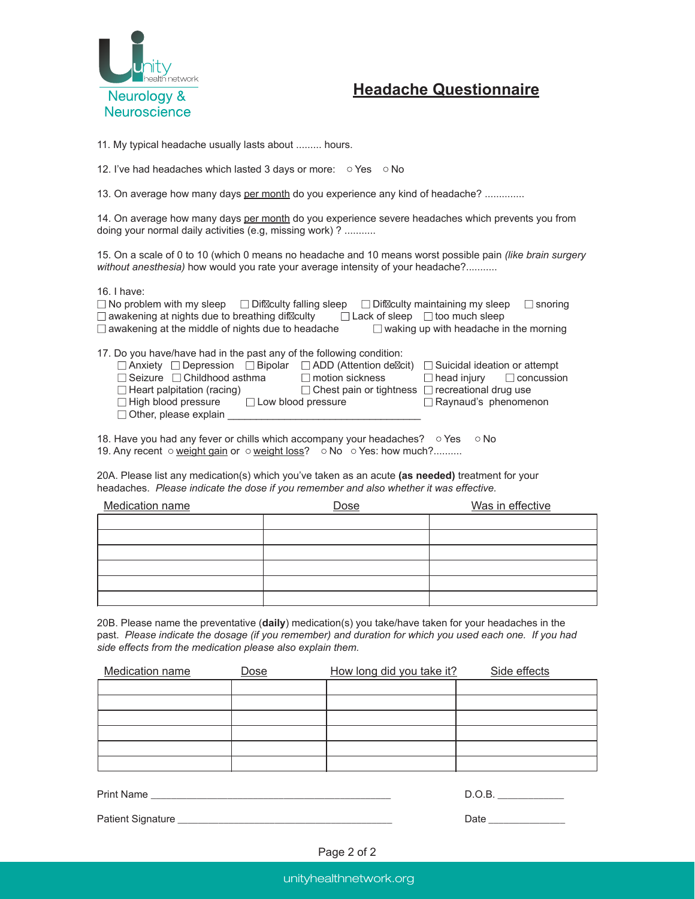Unity health network

Neurology & Neuroscience

# Headache Questionnaire

11. My typical headache usually lasts about ......... hours.

12. I've had headaches which lasted 3 days or more: ○ Yes ○ No

13. On average how many days per month do you experience any kind of headache? ..............

14. On average how many days per month do you experience severe headaches which prevents you from doing your normal daily activities (e.g, missing work) ? ...........

15. On a scale of 0 to 10 (which 0 means no headache and 10 means worst possible pain *(like brain surgery without anesthesia)* how would you rate your average intensity of your headache?...........

16. I have:
☐ No problem with my sleep ☐ Difficulty falling sleep ☐ Difficulty maintaining my sleep ☐ snoring
☐ awakening at nights due to breathing difficulty ☐ Lack of sleep ☐ too much sleep
☐ awakening at the middle of nights due to headache ☐ waking up with headache in the morning

17. Do you have/have had in the past any of the following condition:
☐ Anxiety ☐ Depression ☐ Bipolar ☐ ADD (Attention deficit) ☐ Suicidal ideation or attempt
☐ Seizure ☐ Childhood asthma ☐ motion sickness ☐ head injury ☐ concussion
☐ Heart palpitation (racing) ☐ Chest pain or tightness ☐ recreational drug use
☐ High blood pressure ☐ Low blood pressure ☐ Raynaud's phenomenon
☐ Other, please explain ________________________________

18. Have you had any fever or chills which accompany your headaches? ○ Yes ○ No

19. Any recent ○ weight gain or ○ weight loss? ○ No ○ Yes: how much?..........

20A. Please list any medication(s) which you've taken as an acute **(as needed)** treatment for your headaches. *Please indicate the dose if you remember and also whether it was effective.*

| Medication name | Dose | Was in effective |
|---|---|---|
| | | |
| | | |
| | | |
| | | |
| | | |
| | | |

20B. Please name the preventative (**daily**) medication(s) you take/have taken for your headaches in the past. *Please indicate the dosage (if you remember) and duration for which you used each one. If you had side effects from the medication please also explain them.*

| Medication name | Dose | How long did you take it? | Side effects |
|---|---|---|---|
| | | | |
| | | | |
| | | | |
| | | | |
| | | | |
| | | | |

Print Name ________________________________ D.O.B. ____________

Patient Signature ________________________________ Date ______________

unityhealthnetwork.org